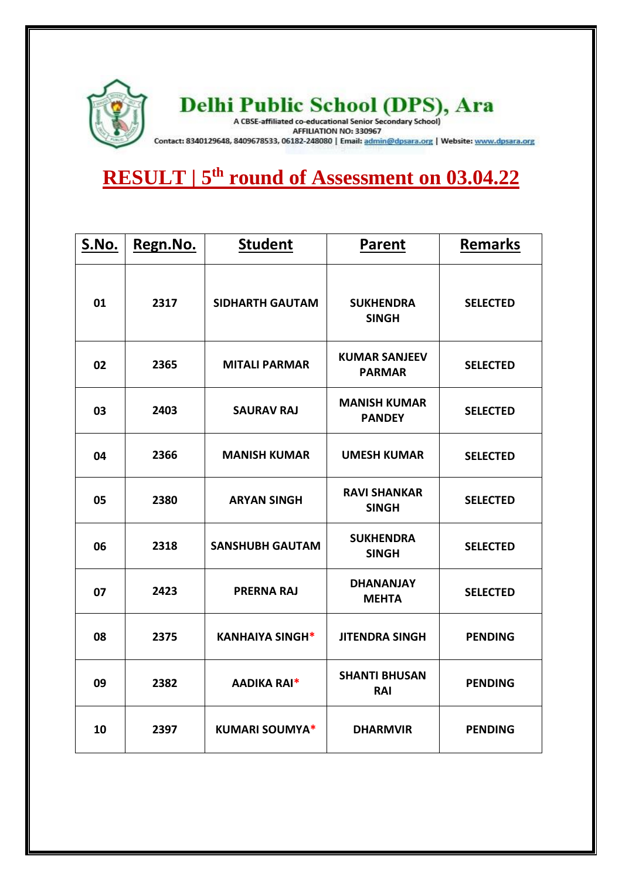# Delhi Public School (DPS), Ara

A CBSE-affiliated co-educational Senior Secondary School)
AFFILIATION NO: 330967
Contact: 8340129648, 8409678533, 06182-248080 | Email: admin@dpsara.org | Website: www.dpsara.org

## RESULT | 5th round of Assessment on 03.04.22

| S.No. | Regn.No. | Student | Parent | Remarks |
|---|---|---|---|---|
| 01 | 2317 | SIDHARTH GAUTAM | SUKHENDRA SINGH | SELECTED |
| 02 | 2365 | MITALI PARMAR | KUMAR SANJEEV PARMAR | SELECTED |
| 03 | 2403 | SAURAV RAJ | MANISH KUMAR PANDEY | SELECTED |
| 04 | 2366 | MANISH KUMAR | UMESH KUMAR | SELECTED |
| 05 | 2380 | ARYAN SINGH | RAVI SHANKAR SINGH | SELECTED |
| 06 | 2318 | SANSHUBH GAUTAM | SUKHENDRA SINGH | SELECTED |
| 07 | 2423 | PRERNA RAJ | DHANANJAY MEHTA | SELECTED |
| 08 | 2375 | KANHAIYA SINGH* | JITENDRA SINGH | PENDING |
| 09 | 2382 | AADIKA RAI* | SHANTI BHUSAN RAI | PENDING |
| 10 | 2397 | KUMARI SOUMYA* | DHARMVIR | PENDING |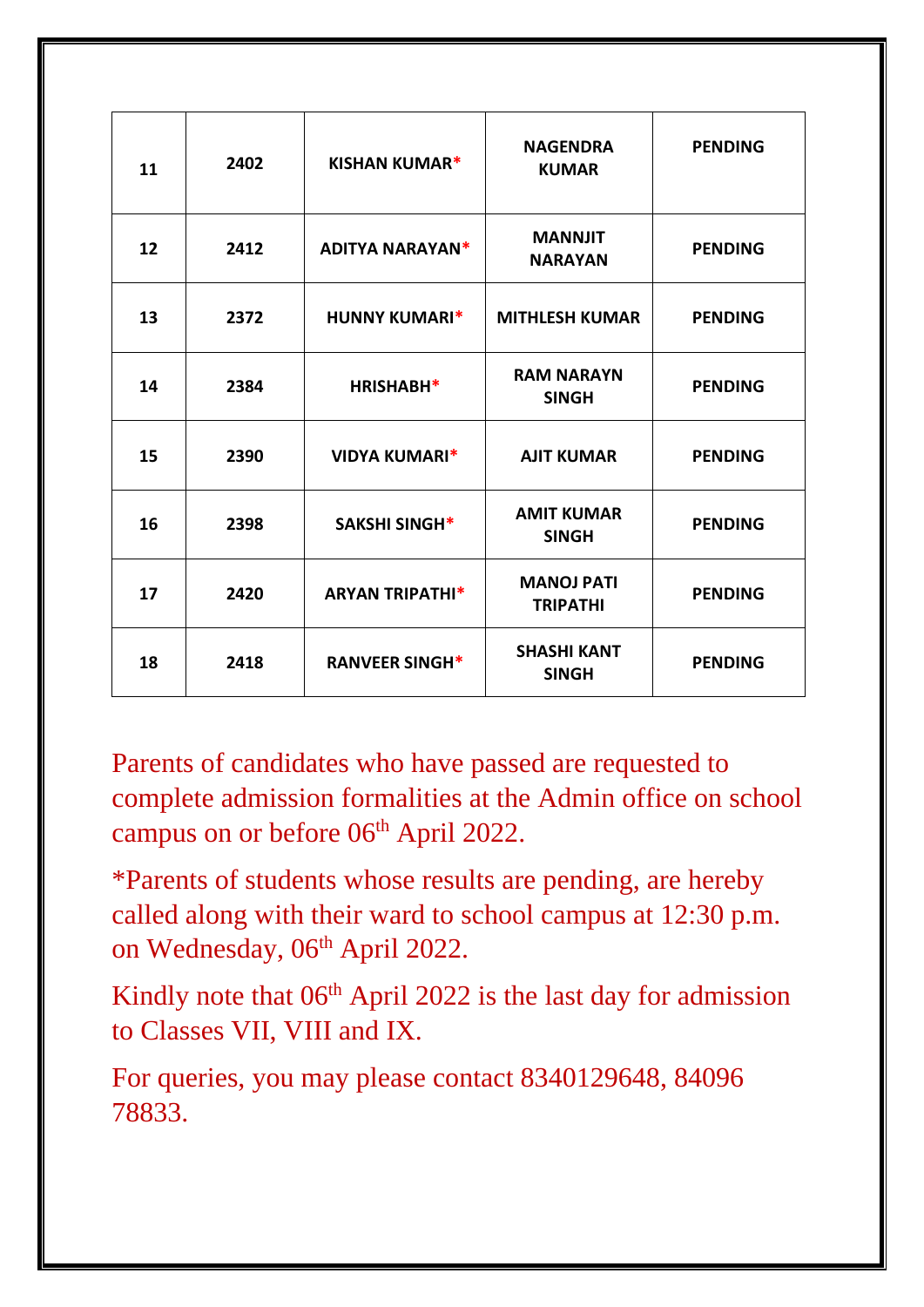| | | | | |
|---|---|---|---|---|
| 11 | 2402 | KISHAN KUMAR* | NAGENDRA KUMAR | PENDING |
| 12 | 2412 | ADITYA NARAYAN* | MANNJIT NARAYAN | PENDING |
| 13 | 2372 | HUNNY KUMARI* | MITHLESH KUMAR | PENDING |
| 14 | 2384 | HRISHABH* | RAM NARAYN SINGH | PENDING |
| 15 | 2390 | VIDYA KUMARI* | AJIT KUMAR | PENDING |
| 16 | 2398 | SAKSHI SINGH* | AMIT KUMAR SINGH | PENDING |
| 17 | 2420 | ARYAN TRIPATHI* | MANOJ PATI TRIPATHI | PENDING |
| 18 | 2418 | RANVEER SINGH* | SHASHI KANT SINGH | PENDING |

Parents of candidates who have passed are requested to complete admission formalities at the Admin office on school campus on or before 06th April 2022.

*Parents of students whose results are pending, are hereby called along with their ward to school campus at 12:30 p.m. on Wednesday, 06th April 2022.

Kindly note that 06th April 2022 is the last day for admission to Classes VII, VIII and IX.

For queries, you may please contact 8340129648, 84096 78833.